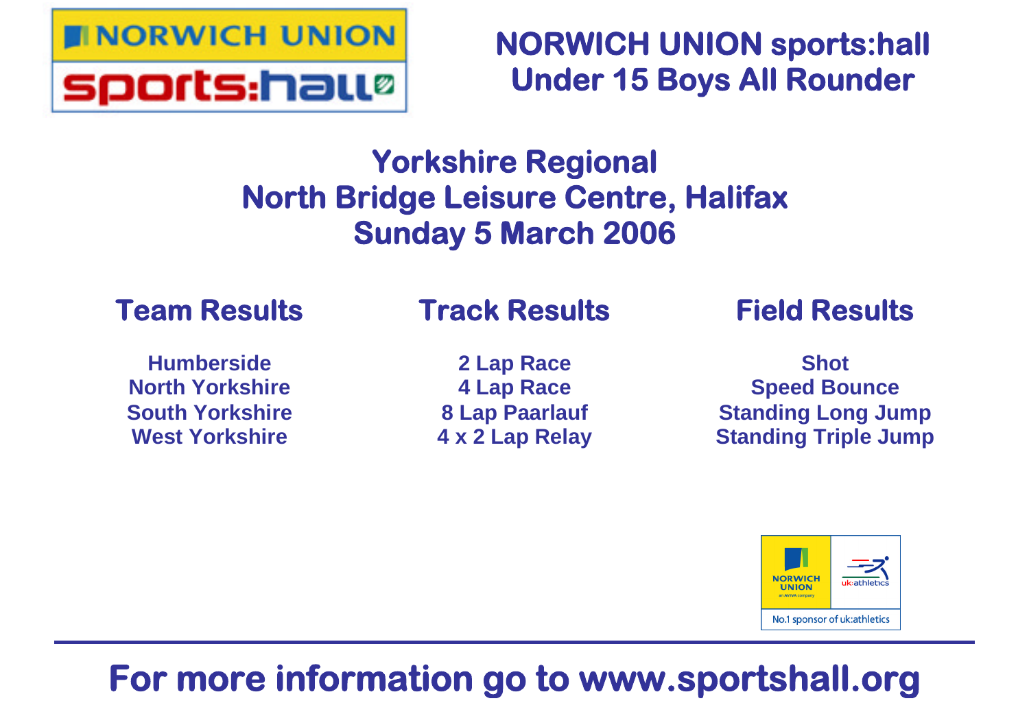# NORWICH UNION sports:hall Under 15 Boys All Rounder

## Yorkshire Regional
## North Bridge Leisure Centre, Halifax
## Sunday 5 March 2006

### Team Results

**Humberside**
**North Yorkshire**
**South Yorkshire**
**West Yorkshire**

### Track Results

**2 Lap Race**
**4 Lap Race**
**8 Lap Paarlauf**
**4 x 2 Lap Relay**

### Field Results

**Shot**
**Speed Bounce**
**Standing Long Jump**
**Standing Triple Jump**

NORWICH UNION an AVIVA company | uk:athletics
No.1 sponsor of uk:athletics

**For more information go to www.sportshall.org**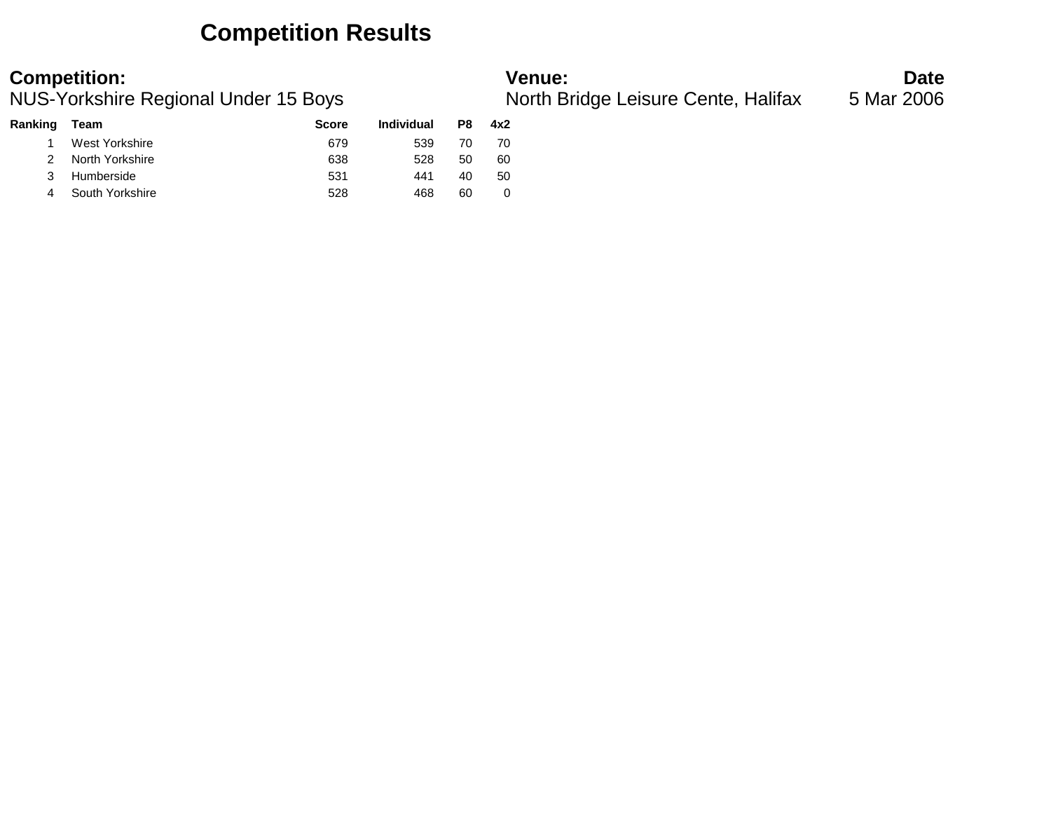# Competition Results

**Competition:**
NUS-Yorkshire Regional Under 15 Boys

**Venue:**
North Bridge Leisure Cente, Halifax

**Date**
5 Mar 2006

| Ranking | Team | Score | Individual | P8 | 4x2 |
|---|---|---|---|---|---|
| 1 | West Yorkshire | 679 | 539 | 70 | 70 |
| 2 | North Yorkshire | 638 | 528 | 50 | 60 |
| 3 | Humberside | 531 | 441 | 40 | 50 |
| 4 | South Yorkshire | 528 | 468 | 60 | 0 |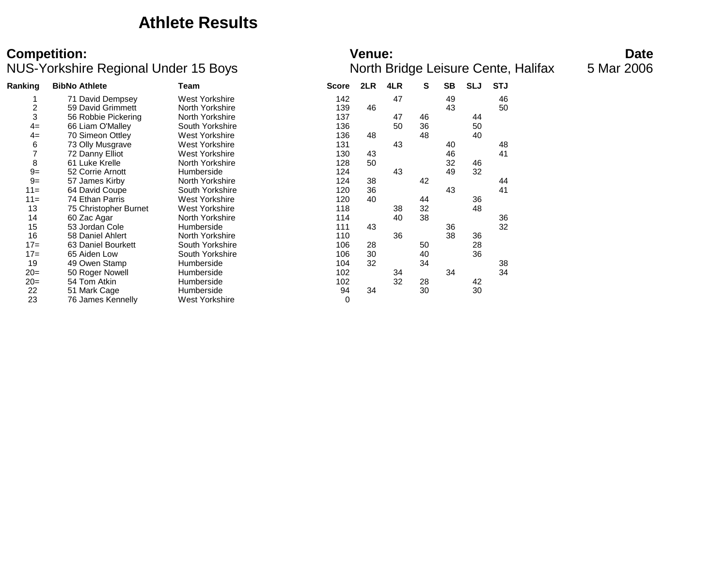# Athlete Results

**Competition:**
NUS-Yorkshire Regional Under 15 Boys

**Venue:**
North Bridge Leisure Cente, Halifax

**Date**
5 Mar 2006

| Ranking | BibNo | Athlete | Team | Score | 2LR | 4LR | S | SB | SLJ | STJ |
|---|---|---|---|---|---|---|---|---|---|---|
| 1 | 71 | David Dempsey | West Yorkshire | 142 | | 47 | | 49 | | 46 |
| 2 | 59 | David Grimmett | North Yorkshire | 139 | 46 | | | 43 | | 50 |
| 3 | 56 | Robbie Pickering | North Yorkshire | 137 | | 47 | 46 | | 44 | |
| 4= | 66 | Liam O'Malley | South Yorkshire | 136 | | 50 | 36 | | 50 | |
| 4= | 70 | Simeon Ottley | West Yorkshire | 136 | 48 | | 48 | | 40 | |
| 6 | 73 | Olly Musgrave | West Yorkshire | 131 | | 43 | | 40 | | 48 |
| 7 | 72 | Danny Elliot | West Yorkshire | 130 | 43 | | | 46 | | 41 |
| 8 | 61 | Luke Krelle | North Yorkshire | 128 | 50 | | | 32 | 46 | |
| 9= | 52 | Corrie Arnott | Humberside | 124 | | 43 | | 49 | 32 | |
| 9= | 57 | James Kirby | North Yorkshire | 124 | 38 | | 42 | | | 44 |
| 11= | 64 | David Coupe | South Yorkshire | 120 | 36 | | | 43 | | 41 |
| 11= | 74 | Ethan Parris | West Yorkshire | 120 | 40 | | 44 | | 36 | |
| 13 | 75 | Christopher Burnet | West Yorkshire | 118 | | 38 | 32 | | 48 | |
| 14 | 60 | Zac Agar | North Yorkshire | 114 | | 40 | 38 | | | 36 |
| 15 | 53 | Jordan Cole | Humberside | 111 | 43 | | | 36 | | 32 |
| 16 | 58 | Daniel Ahlert | North Yorkshire | 110 | | 36 | | 38 | 36 | |
| 17= | 63 | Daniel Bourkett | South Yorkshire | 106 | 28 | | 50 | | 28 | |
| 17= | 65 | Aiden Low | South Yorkshire | 106 | 30 | | 40 | | 36 | |
| 19 | 49 | Owen Stamp | Humberside | 104 | 32 | | 34 | | | 38 |
| 20= | 50 | Roger Nowell | Humberside | 102 | | 34 | | 34 | | 34 |
| 20= | 54 | Tom Atkin | Humberside | 102 | | 32 | 28 | | 42 | |
| 22 | 51 | Mark Cage | Humberside | 94 | 34 | | 30 | | 30 | |
| 23 | 76 | James Kennelly | West Yorkshire | 0 | | | | | | |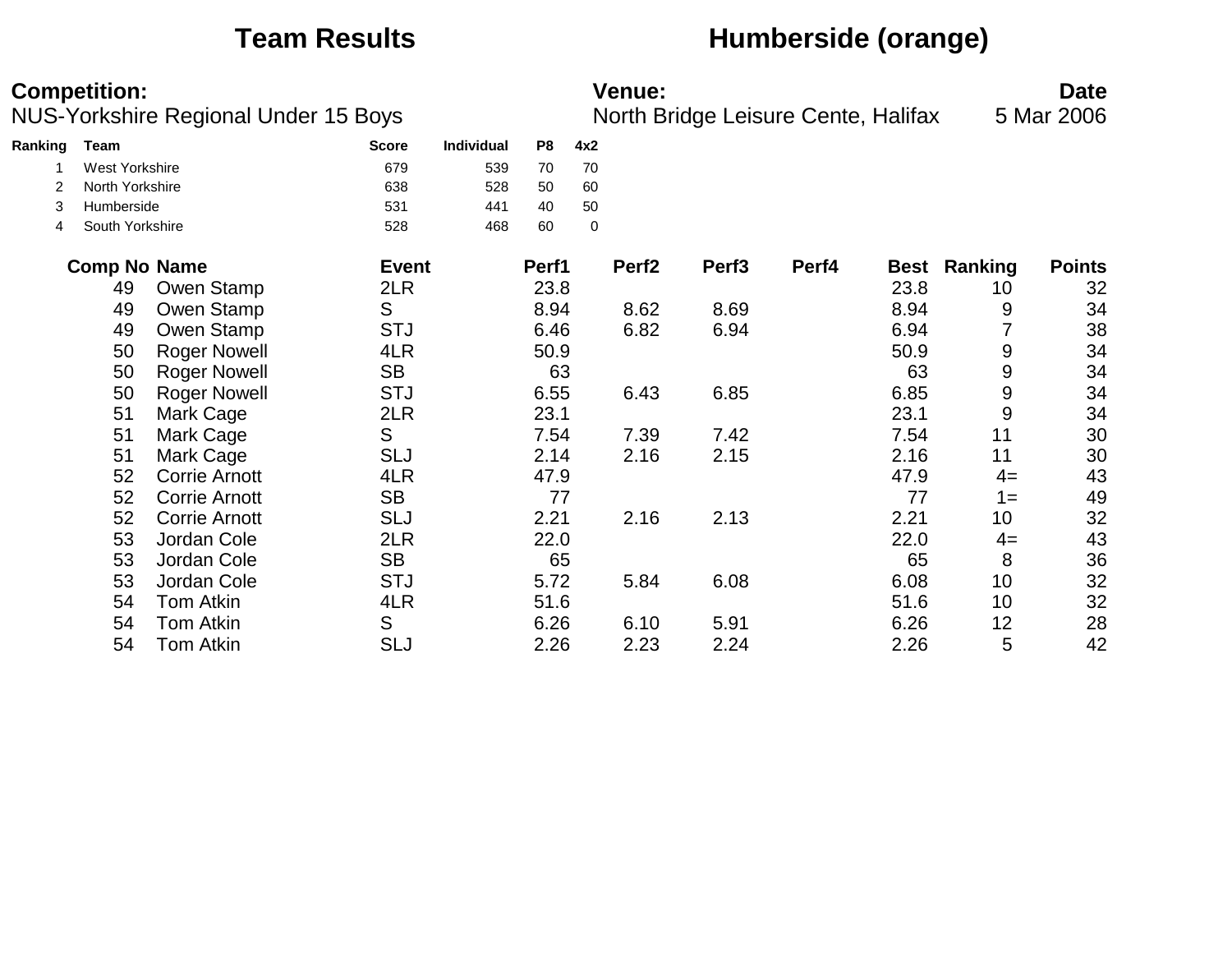# Team Results

## Humberside (orange)

**Competition:**
NUS-Yorkshire Regional Under 15 Boys

**Venue:**
North Bridge Leisure Cente, Halifax

**Date**
5 Mar 2006

| Ranking | Team | Score | Individual | P8 | 4x2 |
|---|---|---|---|---|---|
| 1 | West Yorkshire | 679 | 539 | 70 | 70 |
| 2 | North Yorkshire | 638 | 528 | 50 | 60 |
| 3 | Humberside | 531 | 441 | 40 | 50 |
| 4 | South Yorkshire | 528 | 468 | 60 | 0 |

| Comp No | Name | Event | Perf1 | Perf2 | Perf3 | Perf4 | Best | Ranking | Points |
|---|---|---|---|---|---|---|---|---|---|
| 49 | Owen Stamp | 2LR | 23.8 | | | | 23.8 | 10 | 32 |
| 49 | Owen Stamp | S | 8.94 | 8.62 | 8.69 | | 8.94 | 9 | 34 |
| 49 | Owen Stamp | STJ | 6.46 | 6.82 | 6.94 | | 6.94 | 7 | 38 |
| 50 | Roger Nowell | 4LR | 50.9 | | | | 50.9 | 9 | 34 |
| 50 | Roger Nowell | SB | 63 | | | | 63 | 9 | 34 |
| 50 | Roger Nowell | STJ | 6.55 | 6.43 | 6.85 | | 6.85 | 9 | 34 |
| 51 | Mark Cage | 2LR | 23.1 | | | | 23.1 | 9 | 34 |
| 51 | Mark Cage | S | 7.54 | 7.39 | 7.42 | | 7.54 | 11 | 30 |
| 51 | Mark Cage | SLJ | 2.14 | 2.16 | 2.15 | | 2.16 | 11 | 30 |
| 52 | Corrie Arnott | 4LR | 47.9 | | | | 47.9 | 4= | 43 |
| 52 | Corrie Arnott | SB | 77 | | | | 77 | 1= | 49 |
| 52 | Corrie Arnott | SLJ | 2.21 | 2.16 | 2.13 | | 2.21 | 10 | 32 |
| 53 | Jordan Cole | 2LR | 22.0 | | | | 22.0 | 4= | 43 |
| 53 | Jordan Cole | SB | 65 | | | | 65 | 8 | 36 |
| 53 | Jordan Cole | STJ | 5.72 | 5.84 | 6.08 | | 6.08 | 10 | 32 |
| 54 | Tom Atkin | 4LR | 51.6 | | | | 51.6 | 10 | 32 |
| 54 | Tom Atkin | S | 6.26 | 6.10 | 5.91 | | 6.26 | 12 | 28 |
| 54 | Tom Atkin | SLJ | 2.26 | 2.23 | 2.24 | | 2.26 | 5 | 42 |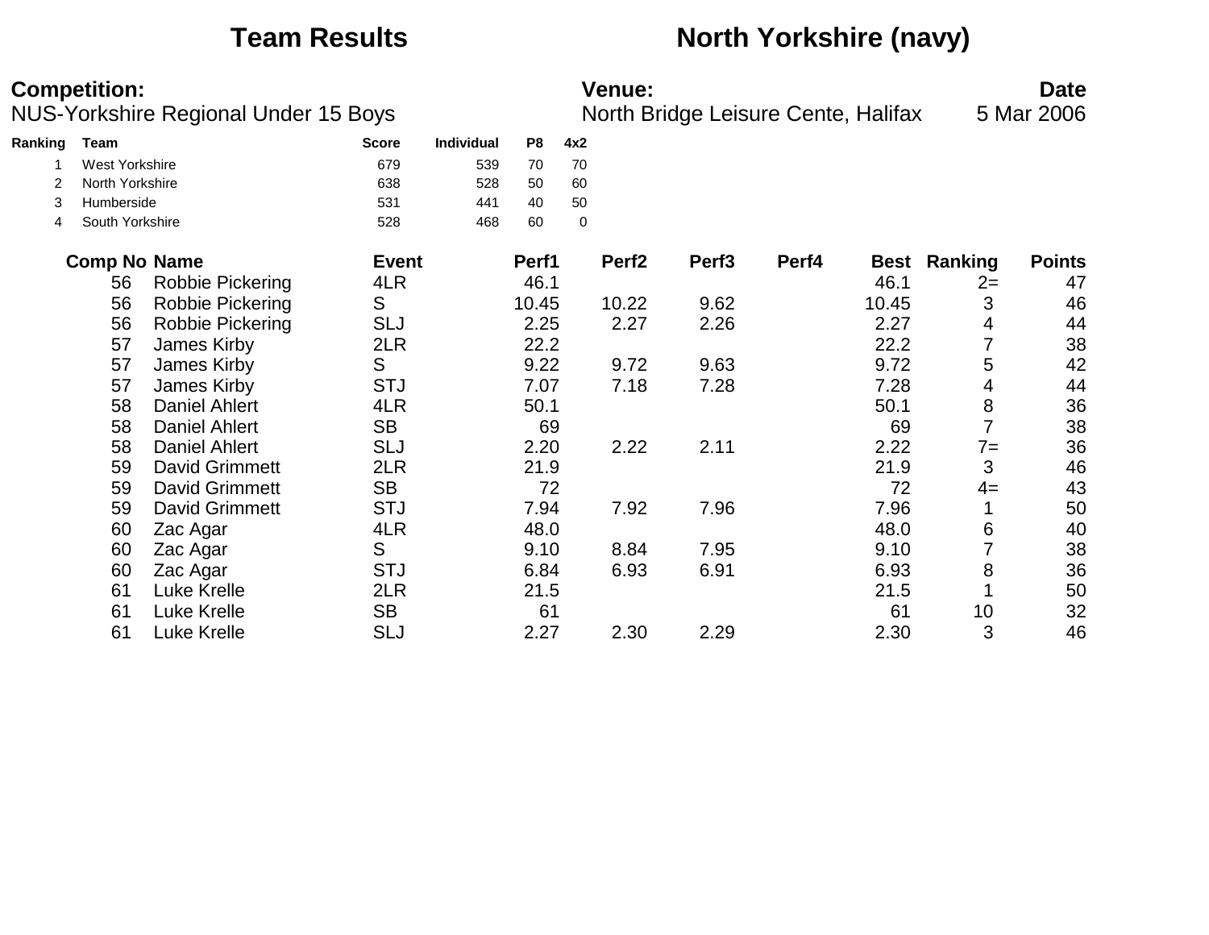# Team Results — North Yorkshire (navy)

**Competition:**
NUS-Yorkshire Regional Under 15 Boys

**Venue:**
North Bridge Leisure Cente, Halifax

**Date**
5 Mar 2006

| Ranking | Team | Score | Individual | P8 | 4x2 |
|---|---|---|---|---|---|
| 1 | West Yorkshire | 679 | 539 | 70 | 70 |
| 2 | North Yorkshire | 638 | 528 | 50 | 60 |
| 3 | Humberside | 531 | 441 | 40 | 50 |
| 4 | South Yorkshire | 528 | 468 | 60 | 0 |

| Comp No | Name | Event | Perf1 | Perf2 | Perf3 | Perf4 | Best | Ranking | Points |
|---|---|---|---|---|---|---|---|---|---|
| 56 | Robbie Pickering | 4LR | 46.1 | | | | 46.1 | 2= | 47 |
| 56 | Robbie Pickering | S | 10.45 | 10.22 | 9.62 | | 10.45 | 3 | 46 |
| 56 | Robbie Pickering | SLJ | 2.25 | 2.27 | 2.26 | | 2.27 | 4 | 44 |
| 57 | James Kirby | 2LR | 22.2 | | | | 22.2 | 7 | 38 |
| 57 | James Kirby | S | 9.22 | 9.72 | 9.63 | | 9.72 | 5 | 42 |
| 57 | James Kirby | STJ | 7.07 | 7.18 | 7.28 | | 7.28 | 4 | 44 |
| 58 | Daniel Ahlert | 4LR | 50.1 | | | | 50.1 | 8 | 36 |
| 58 | Daniel Ahlert | SB | 69 | | | | 69 | 7 | 38 |
| 58 | Daniel Ahlert | SLJ | 2.20 | 2.22 | 2.11 | | 2.22 | 7= | 36 |
| 59 | David Grimmett | 2LR | 21.9 | | | | 21.9 | 3 | 46 |
| 59 | David Grimmett | SB | 72 | | | | 72 | 4= | 43 |
| 59 | David Grimmett | STJ | 7.94 | 7.92 | 7.96 | | 7.96 | 1 | 50 |
| 60 | Zac Agar | 4LR | 48.0 | | | | 48.0 | 6 | 40 |
| 60 | Zac Agar | S | 9.10 | 8.84 | 7.95 | | 9.10 | 7 | 38 |
| 60 | Zac Agar | STJ | 6.84 | 6.93 | 6.91 | | 6.93 | 8 | 36 |
| 61 | Luke Krelle | 2LR | 21.5 | | | | 21.5 | 1 | 50 |
| 61 | Luke Krelle | SB | 61 | | | | 61 | 10 | 32 |
| 61 | Luke Krelle | SLJ | 2.27 | 2.30 | 2.29 | | 2.30 | 3 | 46 |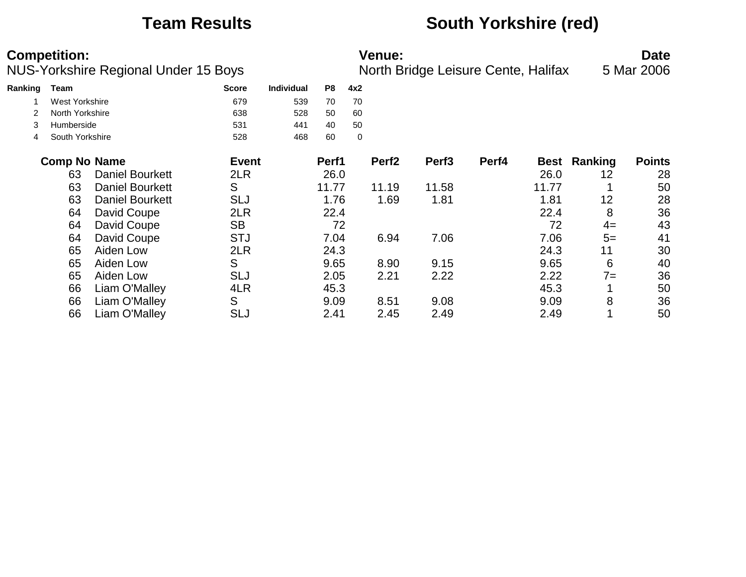# Team Results — South Yorkshire (red)

**Competition:**
NUS-Yorkshire Regional Under 15 Boys

**Venue:**
North Bridge Leisure Cente, Halifax

**Date**
5 Mar 2006

| Ranking | Team | Score | Individual | P8 | 4x2 |
|---|---|---|---|---|---|
| 1 | West Yorkshire | 679 | 539 | 70 | 70 |
| 2 | North Yorkshire | 638 | 528 | 50 | 60 |
| 3 | Humberside | 531 | 441 | 40 | 50 |
| 4 | South Yorkshire | 528 | 468 | 60 | 0 |

| Comp No | Name | Event | Perf1 | Perf2 | Perf3 | Perf4 | Best | Ranking | Points |
|---|---|---|---|---|---|---|---|---|---|
| 63 | Daniel Bourkett | 2LR | 26.0 | | | | 26.0 | 12 | 28 |
| 63 | Daniel Bourkett | S | 11.77 | 11.19 | 11.58 | | 11.77 | 1 | 50 |
| 63 | Daniel Bourkett | SLJ | 1.76 | 1.69 | 1.81 | | 1.81 | 12 | 28 |
| 64 | David Coupe | 2LR | 22.4 | | | | 22.4 | 8 | 36 |
| 64 | David Coupe | SB | 72 | | | | 72 | 4= | 43 |
| 64 | David Coupe | STJ | 7.04 | 6.94 | 7.06 | | 7.06 | 5= | 41 |
| 65 | Aiden Low | 2LR | 24.3 | | | | 24.3 | 11 | 30 |
| 65 | Aiden Low | S | 9.65 | 8.90 | 9.15 | | 9.65 | 6 | 40 |
| 65 | Aiden Low | SLJ | 2.05 | 2.21 | 2.22 | | 2.22 | 7= | 36 |
| 66 | Liam O'Malley | 4LR | 45.3 | | | | 45.3 | 1 | 50 |
| 66 | Liam O'Malley | S | 9.09 | 8.51 | 9.08 | | 9.09 | 8 | 36 |
| 66 | Liam O'Malley | SLJ | 2.41 | 2.45 | 2.49 | | 2.49 | 1 | 50 |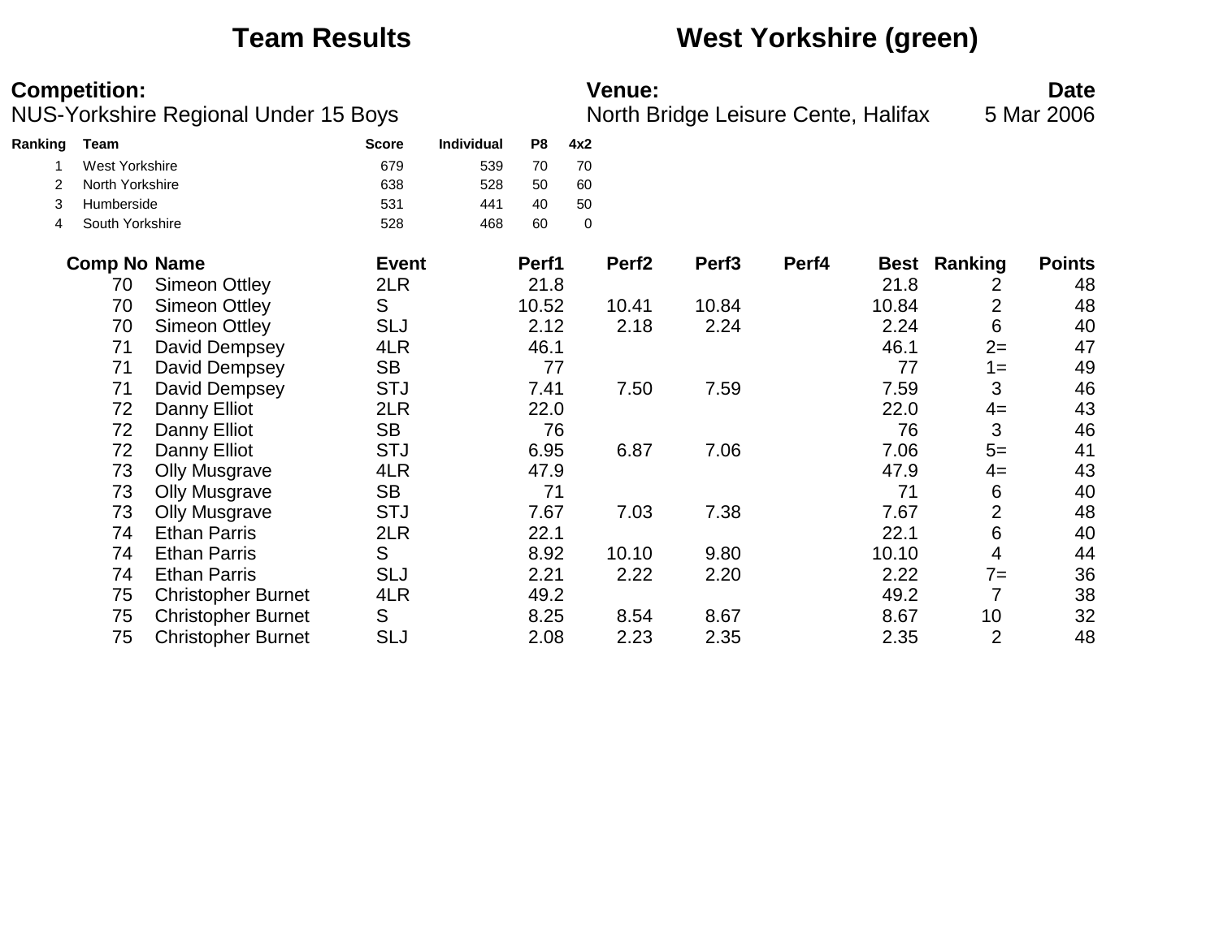# Team Results West Yorkshire (green)

**Competition:**
NUS-Yorkshire Regional Under 15 Boys

**Venue:**
North Bridge Leisure Cente, Halifax

**Date**
5 Mar 2006

| Ranking | Team | Score | Individual | P8 | 4x2 |
|---|---|---|---|---|---|
| 1 | West Yorkshire | 679 | 539 | 70 | 70 |
| 2 | North Yorkshire | 638 | 528 | 50 | 60 |
| 3 | Humberside | 531 | 441 | 40 | 50 |
| 4 | South Yorkshire | 528 | 468 | 60 | 0 |

| Comp No | Name | Event | Perf1 | Perf2 | Perf3 | Perf4 | Best | Ranking | Points |
|---|---|---|---|---|---|---|---|---|---|
| 70 | Simeon Ottley | 2LR | 21.8 | | | | 21.8 | 2 | 48 |
| 70 | Simeon Ottley | S | 10.52 | 10.41 | 10.84 | | 10.84 | 2 | 48 |
| 70 | Simeon Ottley | SLJ | 2.12 | 2.18 | 2.24 | | 2.24 | 6 | 40 |
| 71 | David Dempsey | 4LR | 46.1 | | | | 46.1 | 2= | 47 |
| 71 | David Dempsey | SB | 77 | | | | 77 | 1= | 49 |
| 71 | David Dempsey | STJ | 7.41 | 7.50 | 7.59 | | 7.59 | 3 | 46 |
| 72 | Danny Elliot | 2LR | 22.0 | | | | 22.0 | 4= | 43 |
| 72 | Danny Elliot | SB | 76 | | | | 76 | 3 | 46 |
| 72 | Danny Elliot | STJ | 6.95 | 6.87 | 7.06 | | 7.06 | 5= | 41 |
| 73 | Olly Musgrave | 4LR | 47.9 | | | | 47.9 | 4= | 43 |
| 73 | Olly Musgrave | SB | 71 | | | | 71 | 6 | 40 |
| 73 | Olly Musgrave | STJ | 7.67 | 7.03 | 7.38 | | 7.67 | 2 | 48 |
| 74 | Ethan Parris | 2LR | 22.1 | | | | 22.1 | 6 | 40 |
| 74 | Ethan Parris | S | 8.92 | 10.10 | 9.80 | | 10.10 | 4 | 44 |
| 74 | Ethan Parris | SLJ | 2.21 | 2.22 | 2.20 | | 2.22 | 7= | 36 |
| 75 | Christopher Burnet | 4LR | 49.2 | | | | 49.2 | 7 | 38 |
| 75 | Christopher Burnet | S | 8.25 | 8.54 | 8.67 | | 8.67 | 10 | 32 |
| 75 | Christopher Burnet | SLJ | 2.08 | 2.23 | 2.35 | | 2.35 | 2 | 48 |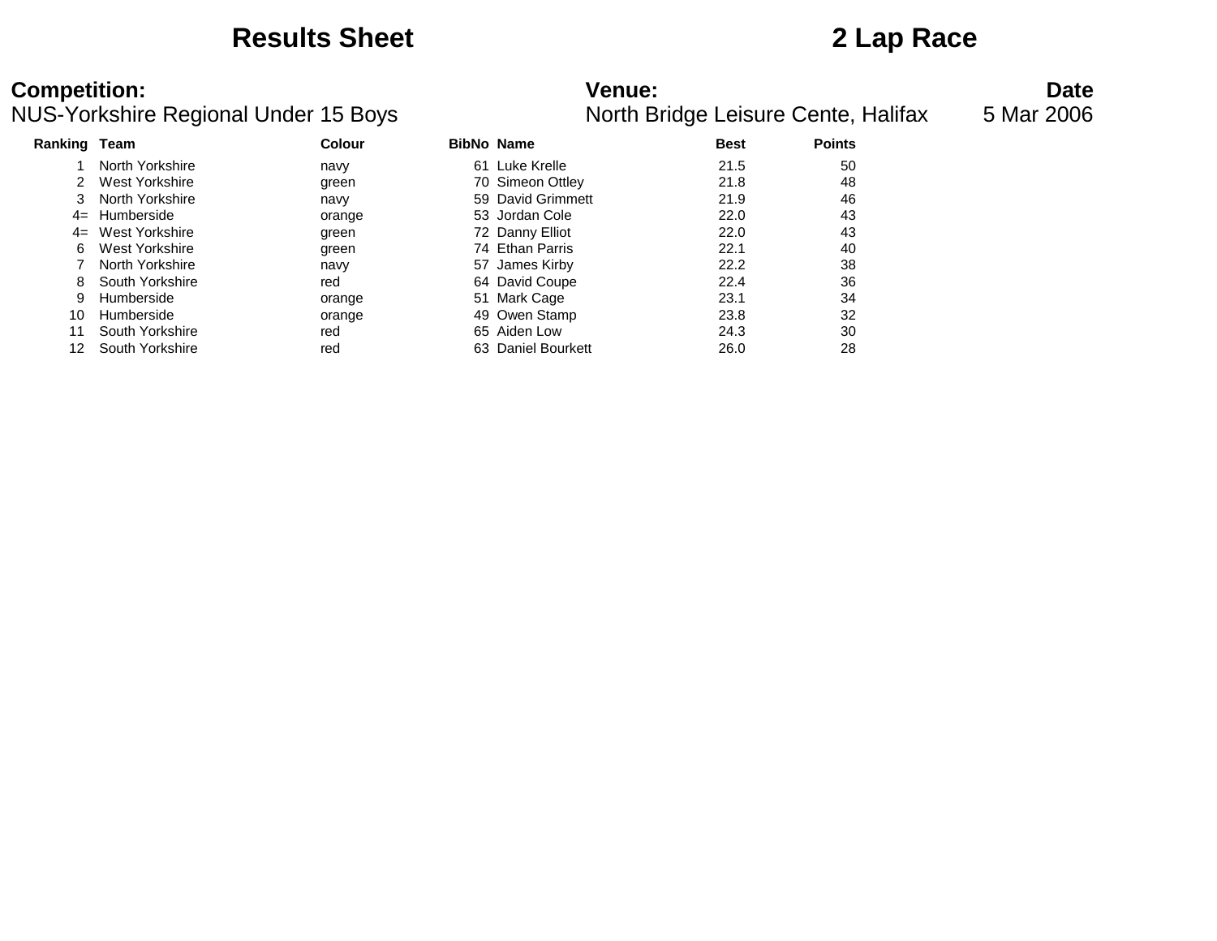# Results Sheet

# 2 Lap Race

**Competition:**
NUS-Yorkshire Regional Under 15 Boys

**Venue:**
North Bridge Leisure Cente, Halifax

**Date**
5 Mar 2006

| Ranking | Team | Colour | BibNo | Name | Best | Points |
|---|---|---|---|---|---|---|
| 1 | North Yorkshire | navy | 61 | Luke Krelle | 21.5 | 50 |
| 2 | West Yorkshire | green | 70 | Simeon Ottley | 21.8 | 48 |
| 3 | North Yorkshire | navy | 59 | David Grimmett | 21.9 | 46 |
| 4= | Humberside | orange | 53 | Jordan Cole | 22.0 | 43 |
| 4= | West Yorkshire | green | 72 | Danny Elliot | 22.0 | 43 |
| 6 | West Yorkshire | green | 74 | Ethan Parris | 22.1 | 40 |
| 7 | North Yorkshire | navy | 57 | James Kirby | 22.2 | 38 |
| 8 | South Yorkshire | red | 64 | David Coupe | 22.4 | 36 |
| 9 | Humberside | orange | 51 | Mark Cage | 23.1 | 34 |
| 10 | Humberside | orange | 49 | Owen Stamp | 23.8 | 32 |
| 11 | South Yorkshire | red | 65 | Aiden Low | 24.3 | 30 |
| 12 | South Yorkshire | red | 63 | Daniel Bourkett | 26.0 | 28 |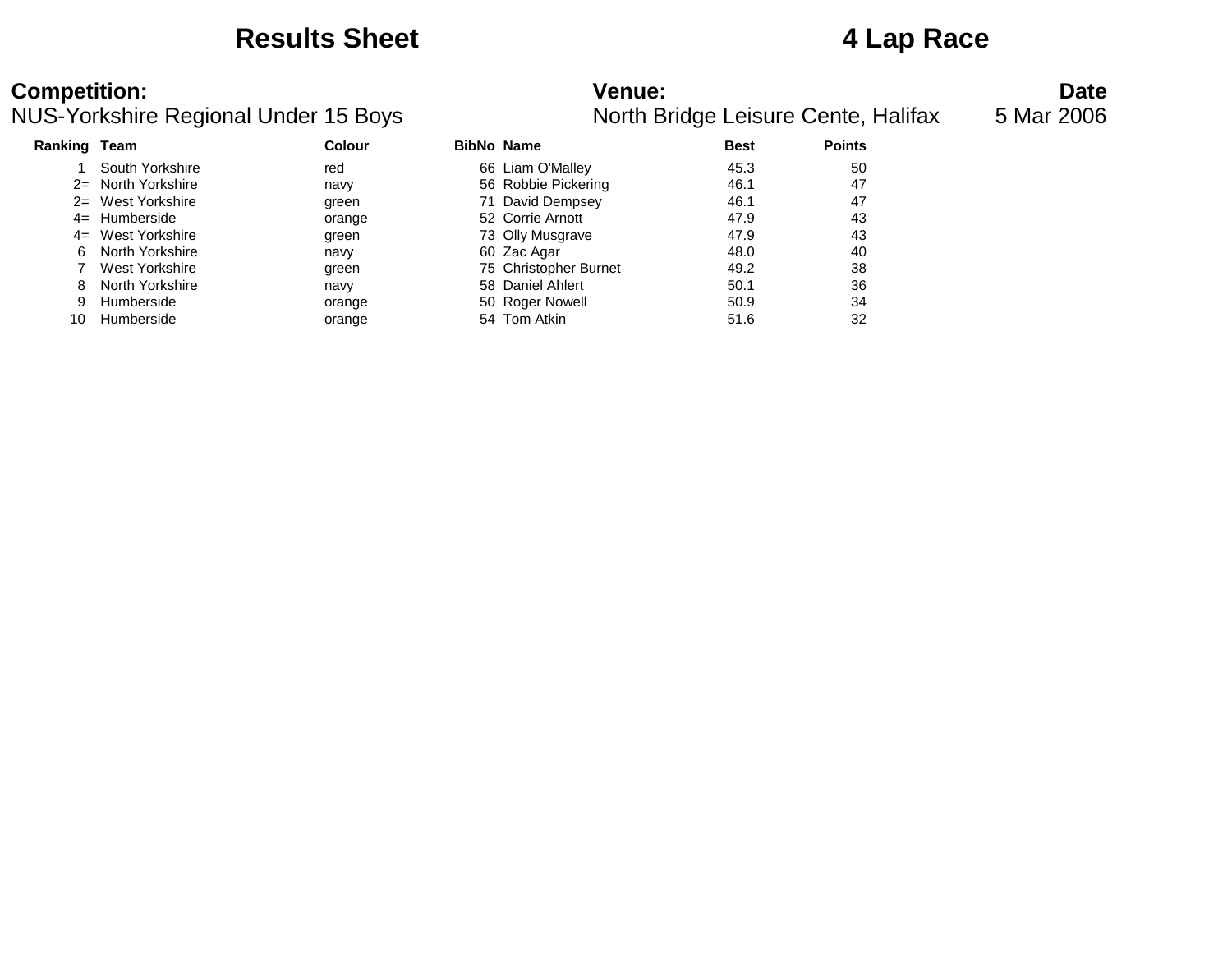# Results Sheet

# 4 Lap Race

**Competition:**
NUS-Yorkshire Regional Under 15 Boys

**Venue:**
North Bridge Leisure Cente, Halifax

**Date**
5 Mar 2006

| Ranking | Team | Colour | BibNo | Name | Best | Points |
|---|---|---|---|---|---|---|
| 1 | South Yorkshire | red | 66 | Liam O'Malley | 45.3 | 50 |
| 2= | North Yorkshire | navy | 56 | Robbie Pickering | 46.1 | 47 |
| 2= | West Yorkshire | green | 71 | David Dempsey | 46.1 | 47 |
| 4= | Humberside | orange | 52 | Corrie Arnott | 47.9 | 43 |
| 4= | West Yorkshire | green | 73 | Olly Musgrave | 47.9 | 43 |
| 6 | North Yorkshire | navy | 60 | Zac Agar | 48.0 | 40 |
| 7 | West Yorkshire | green | 75 | Christopher Burnet | 49.2 | 38 |
| 8 | North Yorkshire | navy | 58 | Daniel Ahlert | 50.1 | 36 |
| 9 | Humberside | orange | 50 | Roger Nowell | 50.9 | 34 |
| 10 | Humberside | orange | 54 | Tom Atkin | 51.6 | 32 |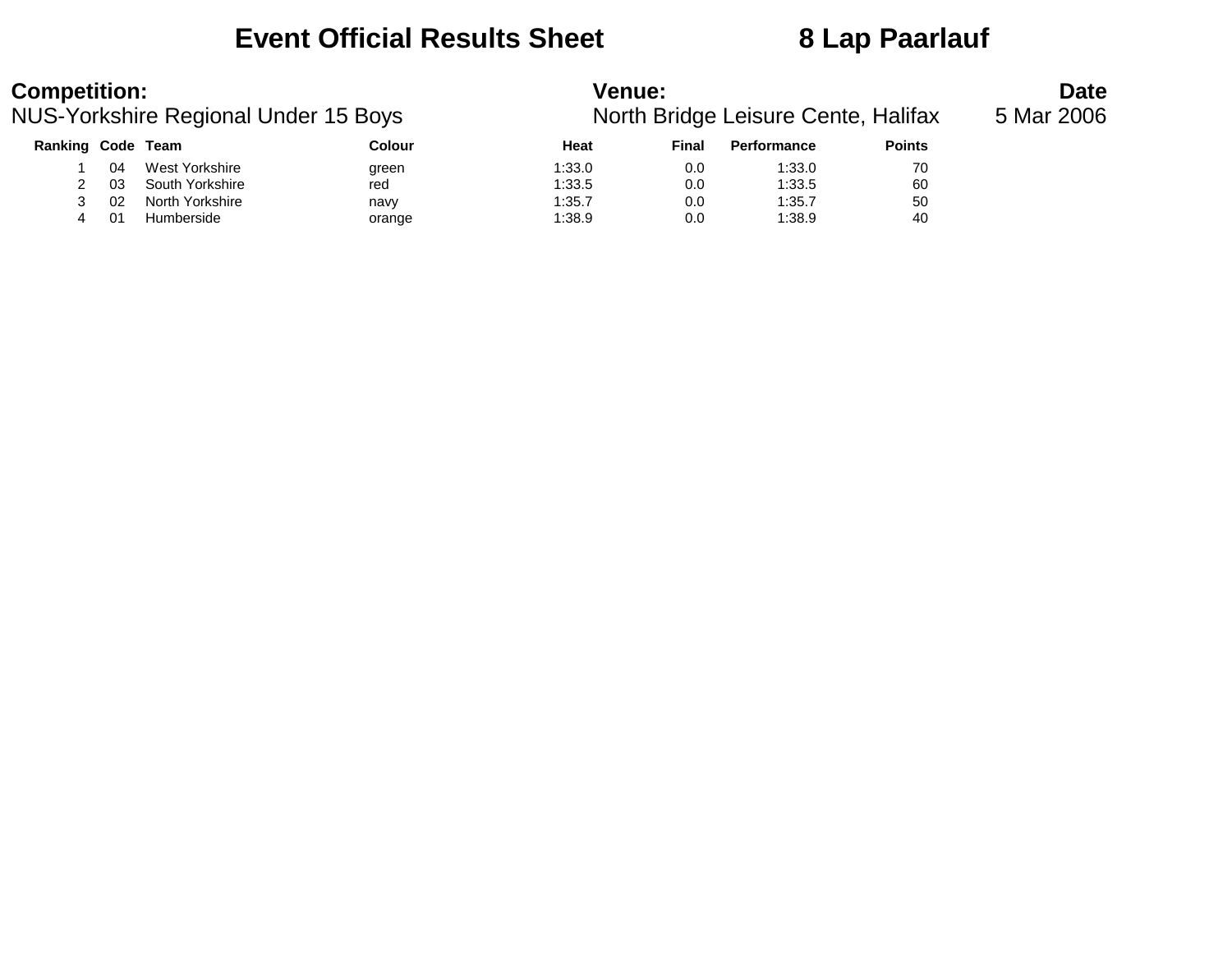# Event Official Results Sheet — 8 Lap Paarlauf

**Competition:**
NUS-Yorkshire Regional Under 15 Boys

**Venue:**
North Bridge Leisure Cente, Halifax

**Date**
5 Mar 2006

| Ranking | Code | Team | Colour | Heat | Final | Performance | Points |
|---|---|---|---|---|---|---|---|
| 1 | 04 | West Yorkshire | green | 1:33.0 | 0.0 | 1:33.0 | 70 |
| 2 | 03 | South Yorkshire | red | 1:33.5 | 0.0 | 1:33.5 | 60 |
| 3 | 02 | North Yorkshire | navy | 1:35.7 | 0.0 | 1:35.7 | 50 |
| 4 | 01 | Humberside | orange | 1:38.9 | 0.0 | 1:38.9 | 40 |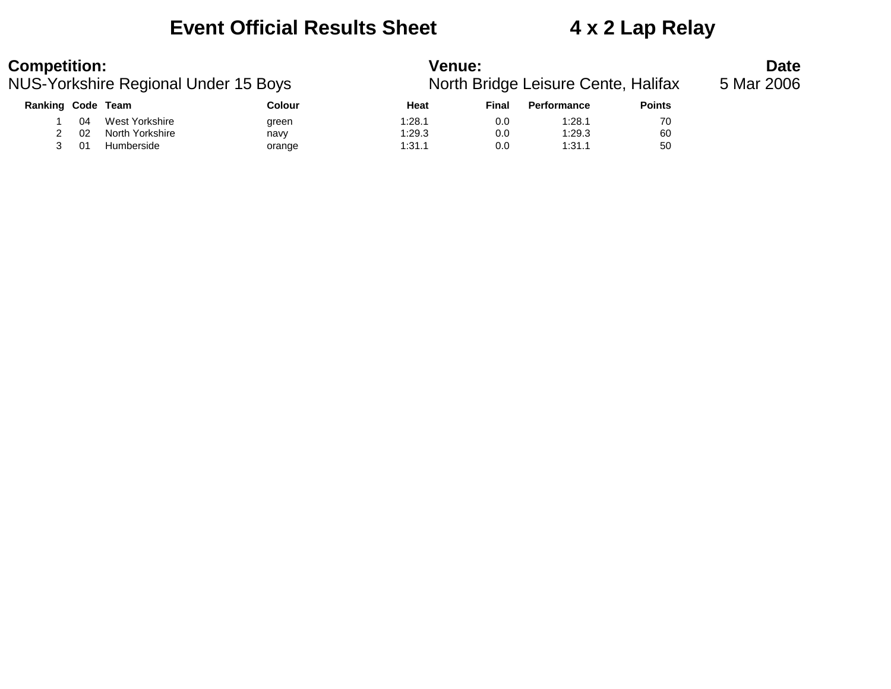# Event Official Results Sheet 4 x 2 Lap Relay

**Competition:**
NUS-Yorkshire Regional Under 15 Boys

**Venue:**
North Bridge Leisure Cente, Halifax

**Date**
5 Mar 2006

| Ranking | Code | Team | Colour | Heat | Final | Performance | Points |
|---|---|---|---|---|---|---|---|
| 1 | 04 | West Yorkshire | green | 1:28.1 | 0.0 | 1:28.1 | 70 |
| 2 | 02 | North Yorkshire | navy | 1:29.3 | 0.0 | 1:29.3 | 60 |
| 3 | 01 | Humberside | orange | 1:31.1 | 0.0 | 1:31.1 | 50 |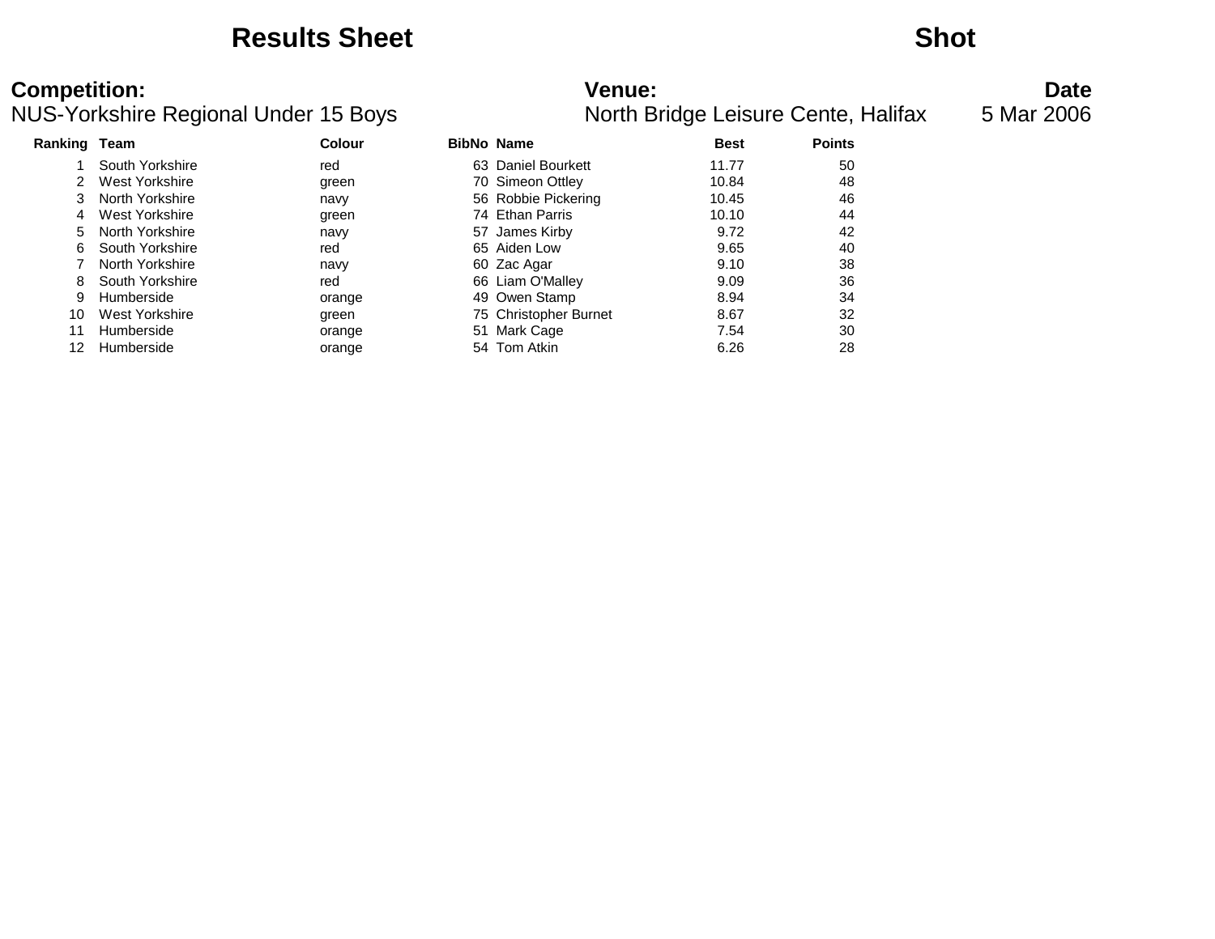# Results Sheet

# Shot

**Competition:**
NUS-Yorkshire Regional Under 15 Boys

**Venue:**
North Bridge Leisure Cente, Halifax

**Date**
5 Mar 2006

| Ranking | Team | Colour | BibNo | Name | Best | Points |
|---|---|---|---|---|---|---|
| 1 | South Yorkshire | red | 63 | Daniel Bourkett | 11.77 | 50 |
| 2 | West Yorkshire | green | 70 | Simeon Ottley | 10.84 | 48 |
| 3 | North Yorkshire | navy | 56 | Robbie Pickering | 10.45 | 46 |
| 4 | West Yorkshire | green | 74 | Ethan Parris | 10.10 | 44 |
| 5 | North Yorkshire | navy | 57 | James Kirby | 9.72 | 42 |
| 6 | South Yorkshire | red | 65 | Aiden Low | 9.65 | 40 |
| 7 | North Yorkshire | navy | 60 | Zac Agar | 9.10 | 38 |
| 8 | South Yorkshire | red | 66 | Liam O'Malley | 9.09 | 36 |
| 9 | Humberside | orange | 49 | Owen Stamp | 8.94 | 34 |
| 10 | West Yorkshire | green | 75 | Christopher Burnet | 8.67 | 32 |
| 11 | Humberside | orange | 51 | Mark Cage | 7.54 | 30 |
| 12 | Humberside | orange | 54 | Tom Atkin | 6.26 | 28 |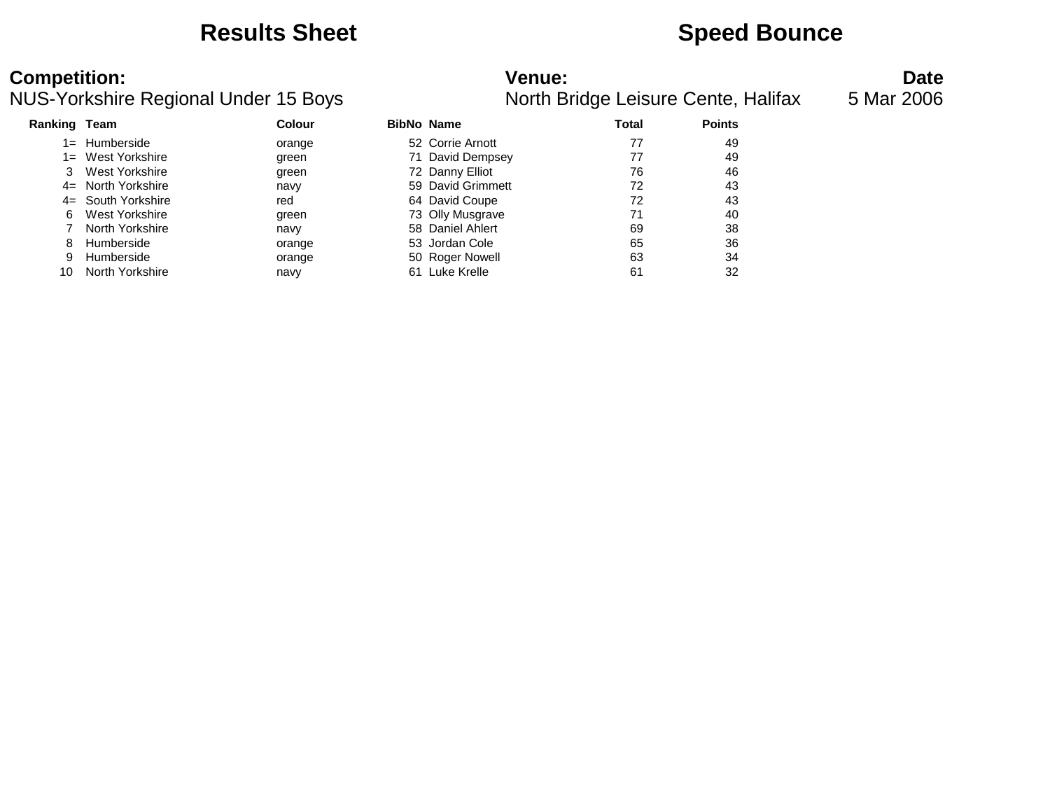# Results Sheet

# Speed Bounce

**Competition:**
NUS-Yorkshire Regional Under 15 Boys

**Venue:**
North Bridge Leisure Cente, Halifax

**Date**
5 Mar 2006

| Ranking | Team | Colour | BibNo | Name | Total | Points |
|---|---|---|---|---|---|---|
| 1= | Humberside | orange | 52 | Corrie Arnott | 77 | 49 |
| 1= | West Yorkshire | green | 71 | David Dempsey | 77 | 49 |
| 3 | West Yorkshire | green | 72 | Danny Elliot | 76 | 46 |
| 4= | North Yorkshire | navy | 59 | David Grimmett | 72 | 43 |
| 4= | South Yorkshire | red | 64 | David Coupe | 72 | 43 |
| 6 | West Yorkshire | green | 73 | Olly Musgrave | 71 | 40 |
| 7 | North Yorkshire | navy | 58 | Daniel Ahlert | 69 | 38 |
| 8 | Humberside | orange | 53 | Jordan Cole | 65 | 36 |
| 9 | Humberside | orange | 50 | Roger Nowell | 63 | 34 |
| 10 | North Yorkshire | navy | 61 | Luke Krelle | 61 | 32 |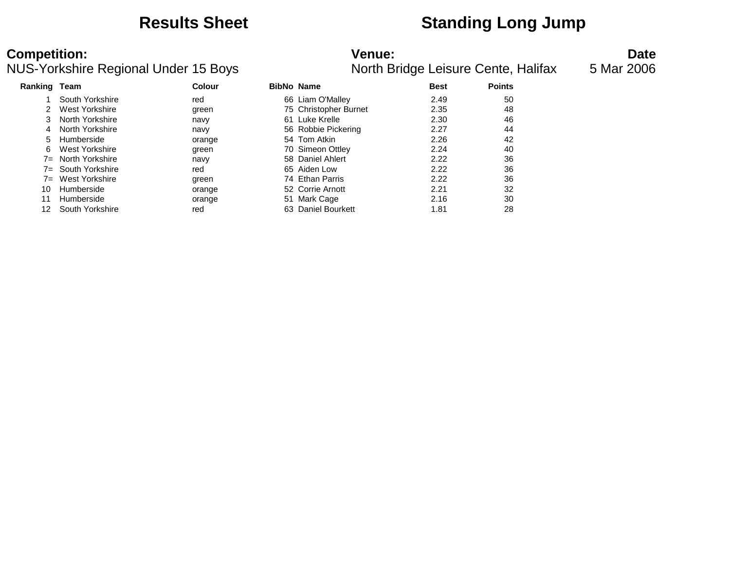# Results Sheet    Standing Long Jump

**Competition:**
NUS-Yorkshire Regional Under 15 Boys

**Venue:**
North Bridge Leisure Cente, Halifax

**Date**
5 Mar 2006

| Ranking | Team | Colour | BibNo | Name | Best | Points |
|---|---|---|---|---|---|---|
| 1 | South Yorkshire | red | 66 | Liam O'Malley | 2.49 | 50 |
| 2 | West Yorkshire | green | 75 | Christopher Burnet | 2.35 | 48 |
| 3 | North Yorkshire | navy | 61 | Luke Krelle | 2.30 | 46 |
| 4 | North Yorkshire | navy | 56 | Robbie Pickering | 2.27 | 44 |
| 5 | Humberside | orange | 54 | Tom Atkin | 2.26 | 42 |
| 6 | West Yorkshire | green | 70 | Simeon Ottley | 2.24 | 40 |
| 7= | North Yorkshire | navy | 58 | Daniel Ahlert | 2.22 | 36 |
| 7= | South Yorkshire | red | 65 | Aiden Low | 2.22 | 36 |
| 7= | West Yorkshire | green | 74 | Ethan Parris | 2.22 | 36 |
| 10 | Humberside | orange | 52 | Corrie Arnott | 2.21 | 32 |
| 11 | Humberside | orange | 51 | Mark Cage | 2.16 | 30 |
| 12 | South Yorkshire | red | 63 | Daniel Bourkett | 1.81 | 28 |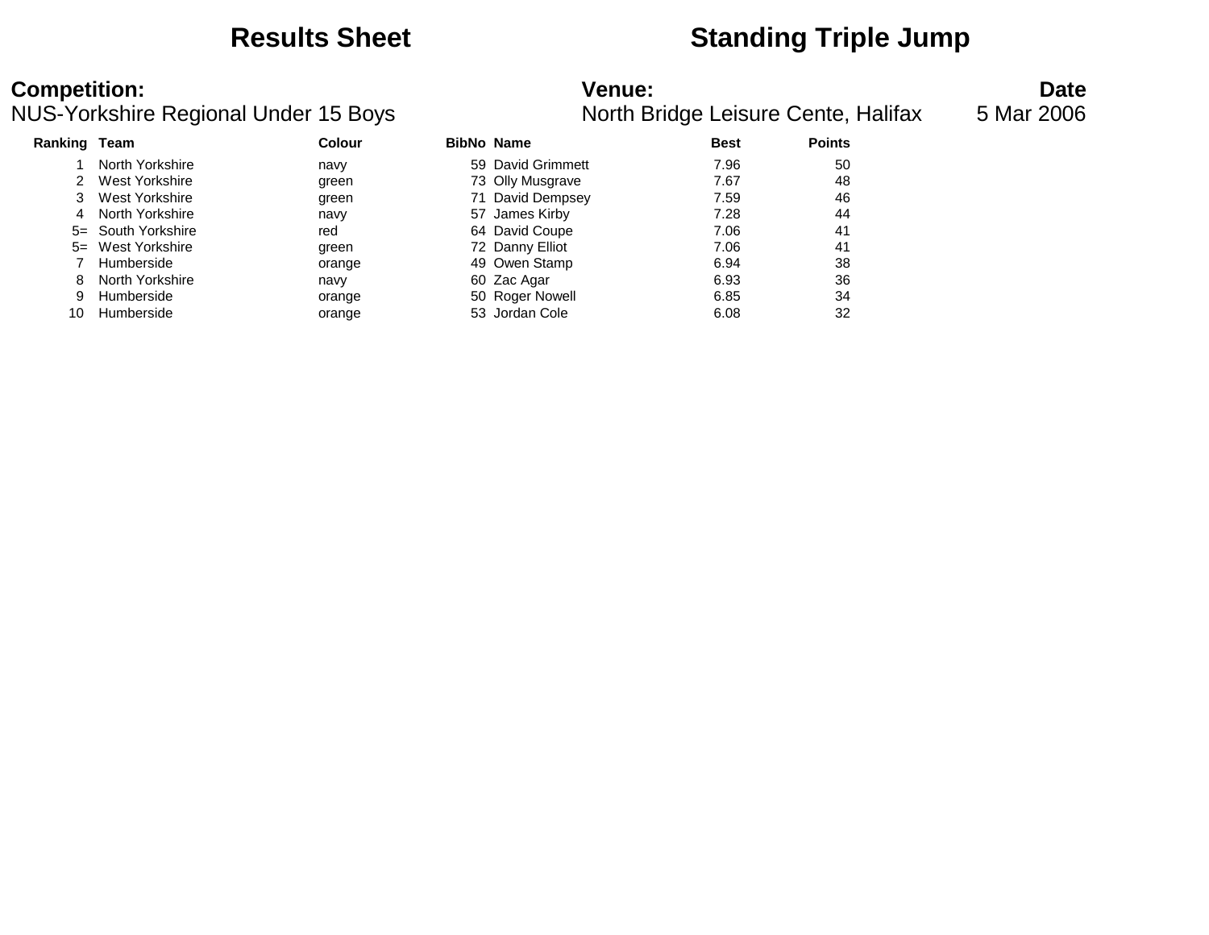# Results Sheet

# Standing Triple Jump

**Competition:**
NUS-Yorkshire Regional Under 15 Boys

**Venue:**
North Bridge Leisure Cente, Halifax

**Date**
5 Mar 2006

| Ranking | Team | Colour | BibNo | Name | Best | Points |
|---|---|---|---|---|---|---|
| 1 | North Yorkshire | navy | 59 | David Grimmett | 7.96 | 50 |
| 2 | West Yorkshire | green | 73 | Olly Musgrave | 7.67 | 48 |
| 3 | West Yorkshire | green | 71 | David Dempsey | 7.59 | 46 |
| 4 | North Yorkshire | navy | 57 | James Kirby | 7.28 | 44 |
| 5= | South Yorkshire | red | 64 | David Coupe | 7.06 | 41 |
| 5= | West Yorkshire | green | 72 | Danny Elliot | 7.06 | 41 |
| 7 | Humberside | orange | 49 | Owen Stamp | 6.94 | 38 |
| 8 | North Yorkshire | navy | 60 | Zac Agar | 6.93 | 36 |
| 9 | Humberside | orange | 50 | Roger Nowell | 6.85 | 34 |
| 10 | Humberside | orange | 53 | Jordan Cole | 6.08 | 32 |